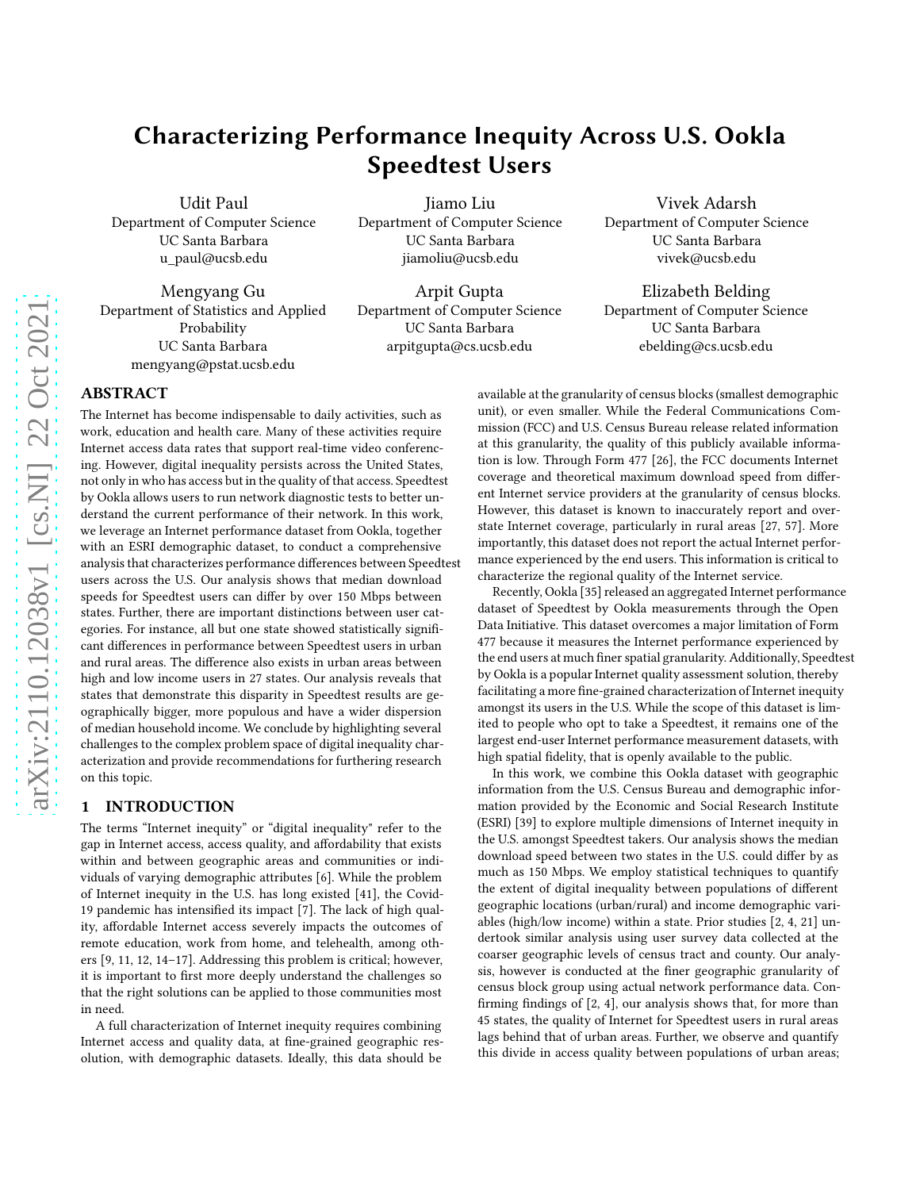# Characterizing Performance Inequity Across U.S. Ookla Speedtest Users

Udit Paul
Department of Computer Science
UC Santa Barbara
u_paul@ucsb.edu

Jiamo Liu
Department of Computer Science
UC Santa Barbara
jiamoliu@ucsb.edu

Vivek Adarsh
Department of Computer Science
UC Santa Barbara
vivek@ucsb.edu

Mengyang Gu
Department of Statistics and Applied Probability
UC Santa Barbara
mengyang@pstat.ucsb.edu

Arpit Gupta
Department of Computer Science
UC Santa Barbara
arpitgupta@cs.ucsb.edu

Elizabeth Belding
Department of Computer Science
UC Santa Barbara
ebelding@cs.ucsb.edu

## ABSTRACT

The Internet has become indispensable to daily activities, such as work, education and health care. Many of these activities require Internet access data rates that support real-time video conferencing. However, digital inequality persists across the United States, not only in who has access but in the quality of that access. Speedtest by Ookla allows users to run network diagnostic tests to better understand the current performance of their network. In this work, we leverage an Internet performance dataset from Ookla, together with an ESRI demographic dataset, to conduct a comprehensive analysis that characterizes performance differences between Speedtest users across the U.S. Our analysis shows that median download speeds for Speedtest users can differ by over 150 Mbps between states. Further, there are important distinctions between user categories. For instance, all but one state showed statistically significant differences in performance between Speedtest users in urban and rural areas. The difference also exists in urban areas between high and low income users in 27 states. Our analysis reveals that states that demonstrate this disparity in Speedtest results are geographically bigger, more populous and have a wider dispersion of median household income. We conclude by highlighting several challenges to the complex problem space of digital inequality characterization and provide recommendations for furthering research on this topic.

## 1 INTRODUCTION

The terms "Internet inequity" or "digital inequality" refer to the gap in Internet access, access quality, and affordability that exists within and between geographic areas and communities or individuals of varying demographic attributes [6]. While the problem of Internet inequity in the U.S. has long existed [41], the Covid-19 pandemic has intensified its impact [7]. The lack of high quality, affordable Internet access severely impacts the outcomes of remote education, work from home, and telehealth, among others [9, 11, 12, 14–17]. Addressing this problem is critical; however, it is important to first more deeply understand the challenges so that the right solutions can be applied to those communities most in need.

A full characterization of Internet inequity requires combining Internet access and quality data, at fine-grained geographic resolution, with demographic datasets. Ideally, this data should be available at the granularity of census blocks (smallest demographic unit), or even smaller. While the Federal Communications Commission (FCC) and U.S. Census Bureau release related information at this granularity, the quality of this publicly available information is low. Through Form 477 [26], the FCC documents Internet coverage and theoretical maximum download speed from different Internet service providers at the granularity of census blocks. However, this dataset is known to inaccurately report and overstate Internet coverage, particularly in rural areas [27, 57]. More importantly, this dataset does not report the actual Internet performance experienced by the end users. This information is critical to characterize the regional quality of the Internet service.

Recently, Ookla [35] released an aggregated Internet performance dataset of Speedtest by Ookla measurements through the Open Data Initiative. This dataset overcomes a major limitation of Form 477 because it measures the Internet performance experienced by the end users at much finer spatial granularity. Additionally, Speedtest by Ookla is a popular Internet quality assessment solution, thereby facilitating a more fine-grained characterization of Internet inequity amongst its users in the U.S. While the scope of this dataset is limited to people who opt to take a Speedtest, it remains one of the largest end-user Internet performance measurement datasets, with high spatial fidelity, that is openly available to the public.

In this work, we combine this Ookla dataset with geographic information from the U.S. Census Bureau and demographic information provided by the Economic and Social Research Institute (ESRI) [39] to explore multiple dimensions of Internet inequity in the U.S. amongst Speedtest takers. Our analysis shows the median download speed between two states in the U.S. could differ by as much as 150 Mbps. We employ statistical techniques to quantify the extent of digital inequality between populations of different geographic locations (urban/rural) and income demographic variables (high/low income) within a state. Prior studies [2, 4, 21] undertook similar analysis using user survey data collected at the coarser geographic levels of census tract and county. Our analysis, however is conducted at the finer geographic granularity of census block group using actual network performance data. Confirming findings of [2, 4], our analysis shows that, for more than 45 states, the quality of Internet for Speedtest users in rural areas lags behind that of urban areas. Further, we observe and quantify this divide in access quality between populations of urban areas;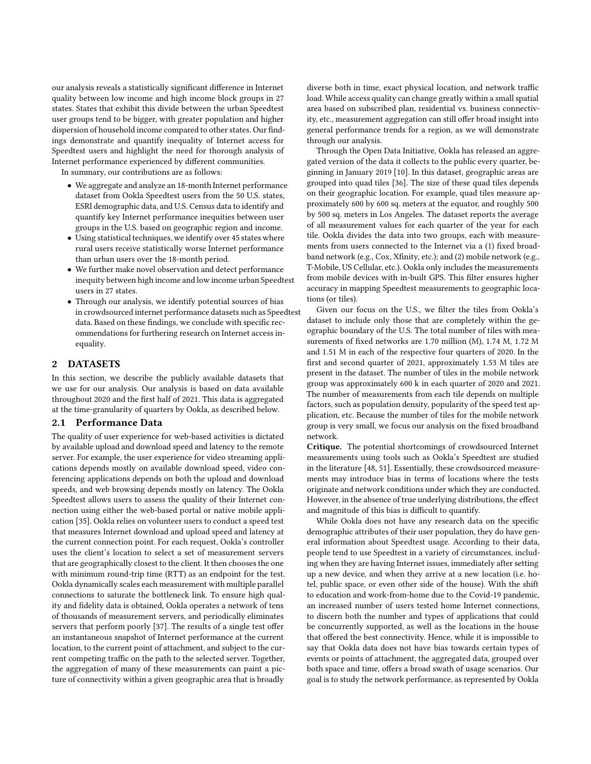our analysis reveals a statistically significant difference in Internet quality between low income and high income block groups in 27 states. States that exhibit this divide between the urban Speedtest user groups tend to be bigger, with greater population and higher dispersion of household income compared to other states. Our findings demonstrate and quantify inequality of Internet access for Speedtest users and highlight the need for thorough analysis of Internet performance experienced by different communities.

In summary, our contributions are as follows:

- We aggregate and analyze an 18-month Internet performance dataset from Ookla Speedtest users from the 50 U.S. states, ESRI demographic data, and U.S. Census data to identify and quantify key Internet performance inequities between user groups in the U.S. based on geographic region and income.
- Using statistical techniques, we identify over 45 states where rural users receive statistically worse Internet performance than urban users over the 18-month period.
- We further make novel observation and detect performance inequity between high income and low income urban Speedtest users in 27 states.
- Through our analysis, we identify potential sources of bias in crowdsourced internet performance datasets such as Speedtest data. Based on these findings, we conclude with specific recommendations for furthering research on Internet access inequality.

## 2 DATASETS

In this section, we describe the publicly available datasets that we use for our analysis. Our analysis is based on data available throughout 2020 and the first half of 2021. This data is aggregated at the time-granularity of quarters by Ookla, as described below.

### 2.1 Performance Data

The quality of user experience for web-based activities is dictated by available upload and download speed and latency to the remote server. For example, the user experience for video streaming applications depends mostly on available download speed, video conferencing applications depends on both the upload and download speeds, and web browsing depends mostly on latency. The Ookla Speedtest allows users to assess the quality of their Internet connection using either the web-based portal or native mobile application [35]. Ookla relies on volunteer users to conduct a speed test that measures Internet download and upload speed and latency at the current connection point. For each request, Ookla's controller uses the client's location to select a set of measurement servers that are geographically closest to the client. It then chooses the one with minimum round-trip time (RTT) as an endpoint for the test. Ookla dynamically scales each measurement with multiple parallel connections to saturate the bottleneck link. To ensure high quality and fidelity data is obtained, Ookla operates a network of tens of thousands of measurement servers, and periodically eliminates servers that perform poorly [37]. The results of a single test offer an instantaneous snapshot of Internet performance at the current location, to the current point of attachment, and subject to the current competing traffic on the path to the selected server. Together, the aggregation of many of these measurements can paint a picture of connectivity within a given geographic area that is broadly diverse both in time, exact physical location, and network traffic load. While access quality can change greatly within a small spatial area based on subscribed plan, residential vs. business connectivity, etc., measurement aggregation can still offer broad insight into general performance trends for a region, as we will demonstrate through our analysis.

Through the Open Data Initiative, Ookla has released an aggregated version of the data it collects to the public every quarter, beginning in January 2019 [10]. In this dataset, geographic areas are grouped into quad tiles [36]. The size of these quad tiles depends on their geographic location. For example, quad tiles measure approximately 600 by 600 sq. meters at the equator, and roughly 500 by 500 sq. meters in Los Angeles. The dataset reports the average of all measurement values for each quarter of the year for each tile. Ookla divides the data into two groups, each with measurements from users connected to the Internet via a (1) fixed broadband network (e.g., Cox, Xfinity, etc.); and (2) mobile network (e.g., T-Mobile, US Cellular, etc.). Ookla only includes the measurements from mobile devices with in-built GPS. This filter ensures higher accuracy in mapping Speedtest measurements to geographic locations (or tiles).

Given our focus on the U.S., we filter the tiles from Ookla's dataset to include only those that are completely within the geographic boundary of the U.S. The total number of tiles with measurements of fixed networks are 1.70 million (M), 1.74 M, 1.72 M and 1.51 M in each of the respective four quarters of 2020. In the first and second quarter of 2021, approximately 1.53 M tiles are present in the dataset. The number of tiles in the mobile network group was approximately 600 k in each quarter of 2020 and 2021. The number of measurements from each tile depends on multiple factors, such as population density, popularity of the speed test application, etc. Because the number of tiles for the mobile network group is very small, we focus our analysis on the fixed broadband network.

**Critique.** The potential shortcomings of crowdsourced Internet measurements using tools such as Ookla's Speedtest are studied in the literature [48, 51]. Essentially, these crowdsourced measurements may introduce bias in terms of locations where the tests originate and network conditions under which they are conducted. However, in the absence of true underlying distributions, the effect and magnitude of this bias is difficult to quantify.

While Ookla does not have any research data on the specific demographic attributes of their user population, they do have general information about Speedtest usage. According to their data, people tend to use Speedtest in a variety of circumstances, including when they are having Internet issues, immediately after setting up a new device, and when they arrive at a new location (i.e. hotel, public space, or even other side of the house). With the shift to education and work-from-home due to the Covid-19 pandemic, an increased number of users tested home Internet connections, to discern both the number and types of applications that could be concurrently supported, as well as the locations in the house that offered the best connectivity. Hence, while it is impossible to say that Ookla data does not have bias towards certain types of events or points of attachment, the aggregated data, grouped over both space and time, offers a broad swath of usage scenarios. Our goal is to study the network performance, as represented by Ookla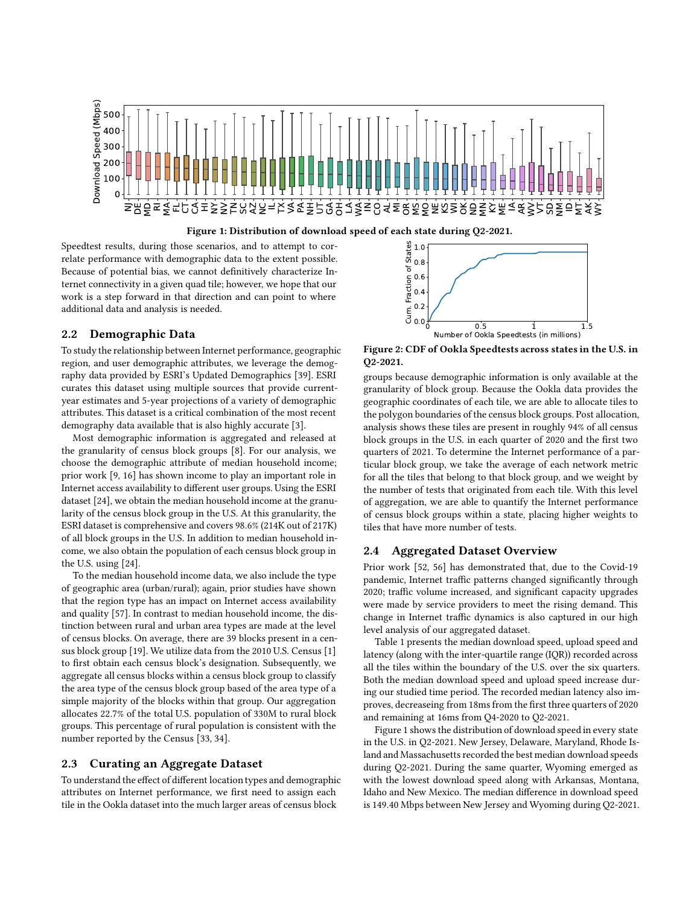Figure 1: Distribution of download speed of each state during Q2-2021.

Speedtest results, during those scenarios, and to attempt to correlate performance with demographic data to the extent possible. Because of potential bias, we cannot definitively characterize Internet connectivity in a given quad tile; however, we hope that our work is a step forward in that direction and can point to where additional data and analysis is needed.

## 2.2 Demographic Data

To study the relationship between Internet performance, geographic region, and user demographic attributes, we leverage the demography data provided by ESRI's Updated Demographics [39]. ESRI curates this dataset using multiple sources that provide current-year estimates and 5-year projections of a variety of demographic attributes. This dataset is a critical combination of the most recent demography data available that is also highly accurate [3].

Most demographic information is aggregated and released at the granularity of census block groups [8]. For our analysis, we choose the demographic attribute of median household income; prior work [9, 16] has shown income to play an important role in Internet access availability to different user groups. Using the ESRI dataset [24], we obtain the median household income at the granularity of the census block group in the U.S. At this granularity, the ESRI dataset is comprehensive and covers 98.6% (214K out of 217K) of all block groups in the U.S. In addition to median household income, we also obtain the population of each census block group in the U.S. using [24].

To the median household income data, we also include the type of geographic area (urban/rural); again, prior studies have shown that the region type has an impact on Internet access availability and quality [57]. In contrast to median household income, the distinction between rural and urban area types are made at the level of census blocks. On average, there are 39 blocks present in a census block group [19]. We utilize data from the 2010 U.S. Census [1] to first obtain each census block's designation. Subsequently, we aggregate all census blocks within a census block group to classify the area type of the census block group based of the area type of a simple majority of the blocks within that group. Our aggregation allocates 22.7% of the total U.S. population of 330M to rural block groups. This percentage of rural population is consistent with the number reported by the Census [33, 34].

## 2.3 Curating an Aggregate Dataset

To understand the effect of different location types and demographic attributes on Internet performance, we first need to assign each tile in the Ookla dataset into the much larger areas of census block groups because demographic information is only available at the granularity of block group. Because the Ookla data provides the geographic coordinates of each tile, we are able to allocate tiles to the polygon boundaries of the census block groups. Post allocation, analysis shows these tiles are present in roughly 94% of all census block groups in the U.S. in each quarter of 2020 and the first two quarters of 2021. To determine the Internet performance of a particular block group, we take the average of each network metric for all the tiles that belong to that block group, and we weight by the number of tests that originated from each tile. With this level of aggregation, we are able to quantify the Internet performance of census block groups within a state, placing higher weights to tiles that have more number of tests.

Figure 2: CDF of Ookla Speedtests across states in the U.S. in Q2-2021.

## 2.4 Aggregated Dataset Overview

Prior work [52, 56] has demonstrated that, due to the Covid-19 pandemic, Internet traffic patterns changed significantly through 2020; traffic volume increased, and significant capacity upgrades were made by service providers to meet the rising demand. This change in Internet traffic dynamics is also captured in our high level analysis of our aggregated dataset.

Table 1 presents the median download speed, upload speed and latency (along with the inter-quartile range (IQR)) recorded across all the tiles within the boundary of the U.S. over the six quarters. Both the median download speed and upload speed increase during our studied time period. The recorded median latency also improves, decreaseing from 18ms from the first three quarters of 2020 and remaining at 16ms from Q4-2020 to Q2-2021.

Figure 1 shows the distribution of download speed in every state in the U.S. in Q2-2021. New Jersey, Delaware, Maryland, Rhode Island and Massachusetts recorded the best median download speeds during Q2-2021. During the same quarter, Wyoming emerged as with the lowest download speed along with Arkansas, Montana, Idaho and New Mexico. The median difference in download speed is 149.40 Mbps between New Jersey and Wyoming during Q2-2021.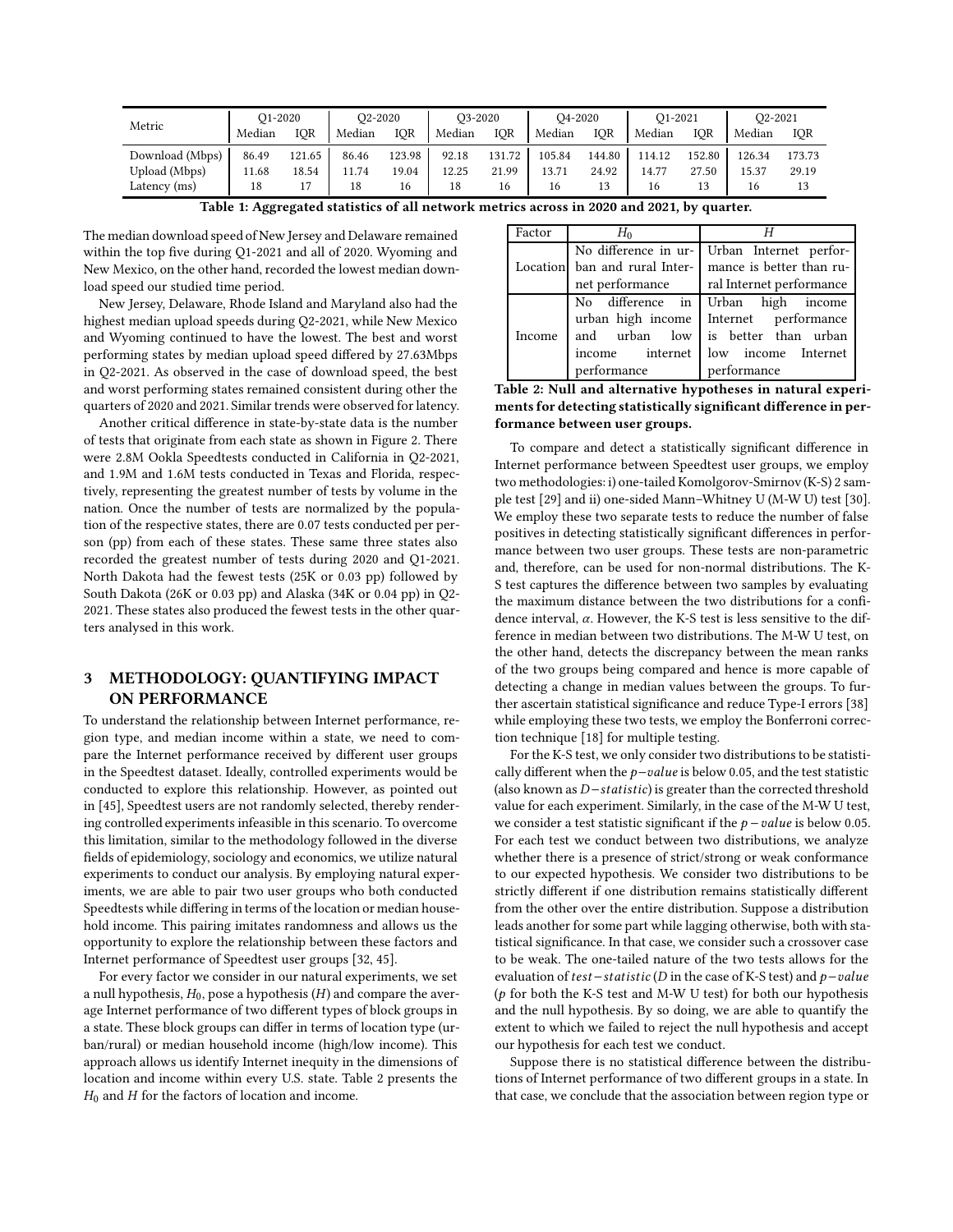| Metric | Q1-2020 | | Q2-2020 | | Q3-2020 | | Q4-2020 | | Q1-2021 | | Q2-2021 | |
|---|---|---|---|---|---|---|---|---|---|---|---|---|
| | Median | IQR | Median | IQR | Median | IQR | Median | IQR | Median | IQR | Median | IQR |
| Download (Mbps) | 86.49 | 121.65 | 86.46 | 123.98 | 92.18 | 131.72 | 105.84 | 144.80 | 114.12 | 152.80 | 126.34 | 173.73 |
| Upload (Mbps) | 11.68 | 18.54 | 11.74 | 19.04 | 12.25 | 21.99 | 13.71 | 24.92 | 14.77 | 27.50 | 15.37 | 29.19 |
| Latency (ms) | 18 | 17 | 18 | 16 | 18 | 16 | 16 | 13 | 16 | 13 | 16 | 13 |

**Table 1: Aggregated statistics of all network metrics across in 2020 and 2021, by quarter.**

The median download speed of New Jersey and Delaware remained within the top five during Q1-2021 and all of 2020. Wyoming and New Mexico, on the other hand, recorded the lowest median download speed our studied time period.

New Jersey, Delaware, Rhode Island and Maryland also had the highest median upload speeds during Q2-2021, while New Mexico and Wyoming continued to have the lowest. The best and worst performing states by median upload speed differed by 27.63Mbps in Q2-2021. As observed in the case of download speed, the best and worst performing states remained consistent during other the quarters of 2020 and 2021. Similar trends were observed for latency.

Another critical difference in state-by-state data is the number of tests that originate from each state as shown in Figure 2. There were 2.8M Ookla Speedtests conducted in California in Q2-2021, and 1.9M and 1.6M tests conducted in Texas and Florida, respectively, representing the greatest number of tests by volume in the nation. Once the number of tests are normalized by the population of the respective states, there are 0.07 tests conducted per person (pp) from each of these states. These same three states also recorded the greatest number of tests during 2020 and Q1-2021. North Dakota had the fewest tests (25K or 0.03 pp) followed by South Dakota (26K or 0.03 pp) and Alaska (34K or 0.04 pp) in Q2-2021. These states also produced the fewest tests in the other quarters analysed in this work.

## 3 METHODOLOGY: QUANTIFYING IMPACT ON PERFORMANCE

To understand the relationship between Internet performance, region type, and median income within a state, we need to compare the Internet performance received by different user groups in the Speedtest dataset. Ideally, controlled experiments would be conducted to explore this relationship. However, as pointed out in [45], Speedtest users are not randomly selected, thereby rendering controlled experiments infeasible in this scenario. To overcome this limitation, similar to the methodology followed in the diverse fields of epidemiology, sociology and economics, we utilize natural experiments to conduct our analysis. By employing natural experiments, we are able to pair two user groups who both conducted Speedtests while differing in terms of the location or median household income. This pairing imitates randomness and allows us the opportunity to explore the relationship between these factors and Internet performance of Speedtest user groups [32, 45].

For every factor we consider in our natural experiments, we set a null hypothesis, $H_0$, pose a hypothesis ($H$) and compare the average Internet performance of two different types of block groups in a state. These block groups can differ in terms of location type (urban/rural) or median household income (high/low income). This approach allows us identify Internet inequity in the dimensions of location and income within every U.S. state. Table 2 presents the $H_0$ and $H$ for the factors of location and income.

| Factor | $H_0$ | $H$ |
|---|---|---|
| Location | No difference in urban and rural Internet performance | Urban Internet performance is better than rural Internet performance |
| Income | No difference in urban high income and urban low income internet performance | Urban high income Internet performance is better than urban low income Internet performance |

**Table 2: Null and alternative hypotheses in natural experiments for detecting statistically significant difference in performance between user groups.**

To compare and detect a statistically significant difference in Internet performance between Speedtest user groups, we employ two methodologies: i) one-tailed Komolgorov-Smirnov (K-S) 2 sample test [29] and ii) one-sided Mann–Whitney U (M-W U) test [30]. We employ these two separate tests to reduce the number of false positives in detecting statistically significant differences in performance between two user groups. These tests are non-parametric and, therefore, can be used for non-normal distributions. The K-S test captures the difference between two samples by evaluating the maximum distance between the two distributions for a confidence interval, $\alpha$. However, the K-S test is less sensitive to the difference in median between two distributions. The M-W U test, on the other hand, detects the discrepancy between the mean ranks of the two groups being compared and hence is more capable of detecting a change in median values between the groups. To further ascertain statistical significance and reduce Type-I errors [38] while employing these two tests, we employ the Bonferroni correction technique [18] for multiple testing.

For the K-S test, we only consider two distributions to be statistically different when the $p-value$ is below 0.05, and the test statistic (also known as $D-statistic$) is greater than the corrected threshold value for each experiment. Similarly, in the case of the M-W U test, we consider a test statistic significant if the $p-value$ is below 0.05. For each test we conduct between two distributions, we analyze whether there is a presence of strict/strong or weak conformance to our expected hypothesis. We consider two distributions to be strictly different if one distribution remains statistically different from the other over the entire distribution. Suppose a distribution leads another for some part while lagging otherwise, both with statistical significance. In that case, we consider such a crossover case to be weak. The one-tailed nature of the two tests allows for the evaluation of $test-statistic$ ($D$ in the case of K-S test) and $p-value$ ($p$ for both the K-S test and M-W U test) for both our hypothesis and the null hypothesis. By so doing, we are able to quantify the extent to which we failed to reject the null hypothesis and accept our hypothesis for each test we conduct.

Suppose there is no statistical difference between the distributions of Internet performance of two different groups in a state. In that case, we conclude that the association between region type or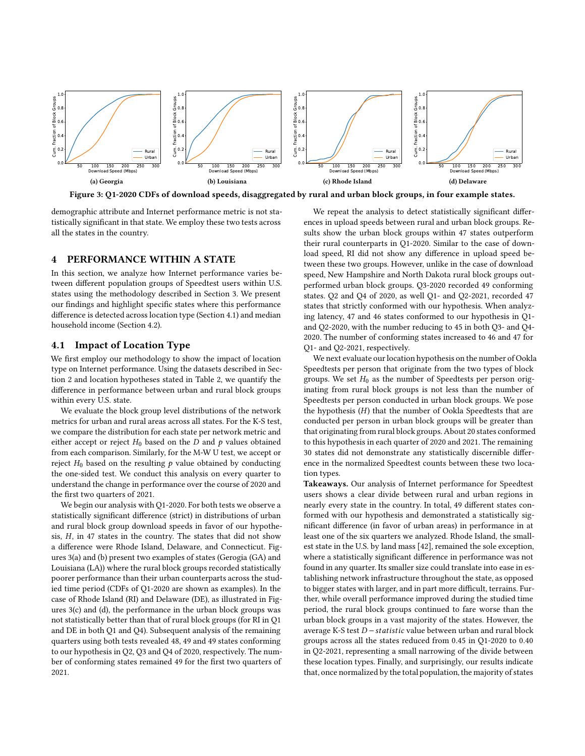(a) Georgia

(b) Louisiana

(c) Rhode Island

(d) Delaware

**Figure 3: Q1-2020 CDFs of download speeds, disaggregated by rural and urban block groups, in four example states.**

demographic attribute and Internet performance metric is not statistically significant in that state. We employ these two tests across all the states in the country.

## 4 PERFORMANCE WITHIN A STATE

In this section, we analyze how Internet performance varies between different population groups of Speedtest users within U.S. states using the methodology described in Section 3. We present our findings and highlight specific states where this performance difference is detected across location type (Section 4.1) and median household income (Section 4.2).

### 4.1 Impact of Location Type

We first employ our methodology to show the impact of location type on Internet performance. Using the datasets described in Section 2 and location hypotheses stated in Table 2, we quantify the difference in performance between urban and rural block groups within every U.S. state.

We evaluate the block group level distributions of the network metrics for urban and rural areas across all states. For the K-S test, we compare the distribution for each state per network metric and either accept or reject $H_0$ based on the $D$ and $p$ values obtained from each comparison. Similarly, for the M-W U test, we accept or reject $H_0$ based on the resulting $p$ value obtained by conducting the one-sided test. We conduct this analysis on every quarter to understand the change in performance over the course of 2020 and the first two quarters of 2021.

We begin our analysis with Q1-2020. For both tests we observe a statistically significant difference (strict) in distributions of urban and rural block group download speeds in favor of our hypothesis, $H$, in 47 states in the country. The states that did not show a difference were Rhode Island, Delaware, and Connecticut. Figures 3(a) and (b) present two examples of states (Gerogia (GA) and Louisiana (LA)) where the rural block groups recorded statistically poorer performance than their urban counterparts across the studied time period (CDFs of Q1-2020 are shown as examples). In the case of Rhode Island (RI) and Delaware (DE), as illustrated in Figures 3(c) and (d), the performance in the urban block groups was not statistically better than that of rural block groups (for RI in Q1 and DE in both Q1 and Q4). Subsequent analysis of the remaining quarters using both tests revealed 48, 49 and 49 states conforming to our hypothesis in Q2, Q3 and Q4 of 2020, respectively. The number of conforming states remained 49 for the first two quarters of 2021.

We repeat the analysis to detect statistically significant differences in upload speeds between rural and urban block groups. Results show the urban block groups within 47 states outperform their rural counterparts in Q1-2020. Similar to the case of download speed, RI did not show any difference in upload speed between these two groups. However, unlike in the case of download speed, New Hampshire and North Dakota rural block groups outperformed urban block groups. Q3-2020 recorded 49 conforming states. Q2 and Q4 of 2020, as well Q1- and Q2-2021, recorded 47 states that strictly conformed with our hypothesis. When analyzing latency, 47 and 46 states conformed to our hypothesis in Q1- and Q2-2020, with the number reducing to 45 in both Q3- and Q4-2020. The number of conforming states increased to 46 and 47 for Q1- and Q2-2021, respectively.

We next evaluate our location hypothesis on the number of Ookla Speedtests per person that originate from the two types of block groups. We set $H_0$ as the number of Speedtests per person originating from rural block groups is not less than the number of Speedtests per person conducted in urban block groups. We pose the hypothesis ($H$) that the number of Ookla Speedtests that are conducted per person in urban block groups will be greater than that originating from rural block groups. About 20 states conformed to this hypothesis in each quarter of 2020 and 2021. The remaining 30 states did not demonstrate any statistically discernible difference in the normalized Speedtest counts between these two location types.

**Takeaways.** Our analysis of Internet performance for Speedtest users shows a clear divide between rural and urban regions in nearly every state in the country. In total, 49 different states conformed with our hypothesis and demonstrated a statistically significant difference (in favor of urban areas) in performance in at least one of the six quarters we analyzed. Rhode Island, the smallest state in the U.S. by land mass [42], remained the sole exception, where a statistically significant difference in performance was not found in any quarter. Its smaller size could translate into ease in establishing network infrastructure throughout the state, as opposed to bigger states with larger, and in part more difficult, terrains. Further, while overall performance improved during the studied time period, the rural block groups continued to fare worse than the urban block groups in a vast majority of the states. However, the average K-S test $D-statistic$ value between urban and rural block groups across all the states reduced from 0.45 in Q1-2020 to 0.40 in Q2-2021, representing a small narrowing of the divide between these location types. Finally, and surprisingly, our results indicate that, once normalized by the total population, the majority of states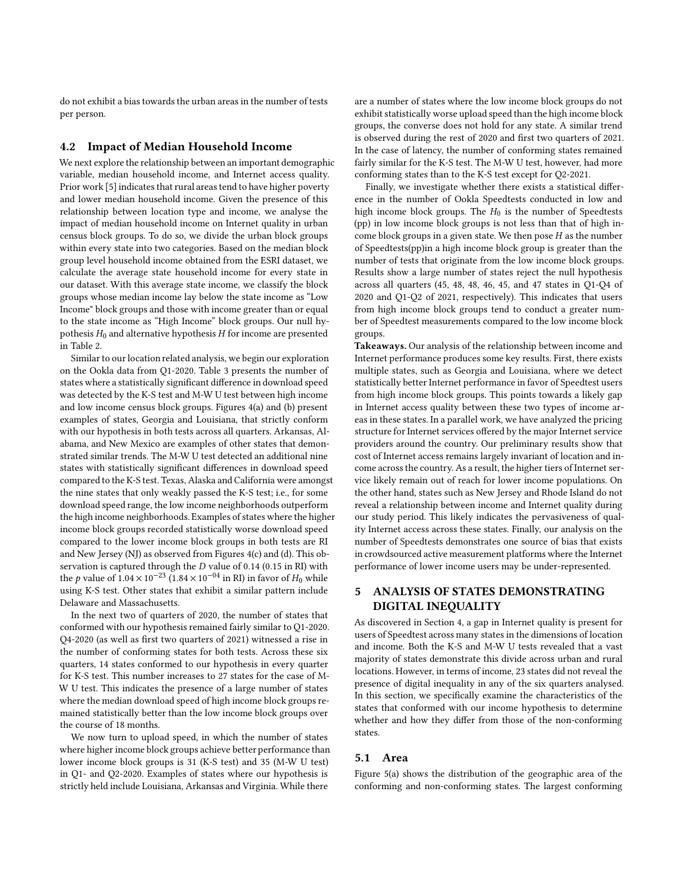do not exhibit a bias towards the urban areas in the number of tests per person.

### 4.2 Impact of Median Household Income

We next explore the relationship between an important demographic variable, median household income, and Internet access quality. Prior work [5] indicates that rural areas tend to have higher poverty and lower median household income. Given the presence of this relationship between location type and income, we analyse the impact of median household income on Internet quality in urban census block groups. To do so, we divide the urban block groups within every state into two categories. Based on the median block group level household income obtained from the ESRI dataset, we calculate the average state household income for every state in our dataset. With this average state income, we classify the block groups whose median income lay below the state income as "Low Income" block groups and those with income greater than or equal to the state income as "High Income" block groups. Our null hypothesis $H_0$ and alternative hypothesis $H$ for income are presented in Table 2.

Similar to our location related analysis, we begin our exploration on the Ookla data from Q1-2020. Table 3 presents the number of states where a statistically significant difference in download speed was detected by the K-S test and M-W U test between high income and low income census block groups. Figures 4(a) and (b) present examples of states, Georgia and Louisiana, that strictly conform with our hypothesis in both tests across all quarters. Arkansas, Alabama, and New Mexico are examples of other states that demonstrated similar trends. The M-W U test detected an additional nine states with statistically significant differences in download speed compared to the K-S test. Texas, Alaska and California were amongst the nine states that only weakly passed the K-S test; i.e., for some download speed range, the low income neighborhoods outperform the high income neighborhoods. Examples of states where the higher income block groups recorded statistically worse download speed compared to the lower income block groups in both tests are RI and New Jersey (NJ) as observed from Figures 4(c) and (d). This observation is captured through the $D$ value of 0.14 (0.15 in RI) with the $p$ value of $1.04 \times 10^{-23}$ ($1.84 \times 10^{-04}$ in RI) in favor of $H_0$ while using K-S test. Other states that exhibit a similar pattern include Delaware and Massachusetts.

In the next two of quarters of 2020, the number of states that conformed with our hypothesis remained fairly similar to Q1-2020. Q4-2020 (as well as first two quarters of 2021) witnessed a rise in the number of conforming states for both tests. Across these six quarters, 14 states conformed to our hypothesis in every quarter for K-S test. This number increases to 27 states for the case of M-W U test. This indicates the presence of a large number of states where the median download speed of high income block groups remained statistically better than the low income block groups over the course of 18 months.

We now turn to upload speed, in which the number of states where higher income block groups achieve better performance than lower income block groups is 31 (K-S test) and 35 (M-W U test) in Q1- and Q2-2020. Examples of states where our hypothesis is strictly held include Louisiana, Arkansas and Virginia. While there are a number of states where the low income block groups do not exhibit statistically worse upload speed than the high income block groups, the converse does not hold for any state. A similar trend is observed during the rest of 2020 and first two quarters of 2021. In the case of latency, the number of conforming states remained fairly similar for the K-S test. The M-W U test, however, had more conforming states than to the K-S test except for Q2-2021.

Finally, we investigate whether there exists a statistical difference in the number of Ookla Speedtests conducted in low and high income block groups. The $H_0$ is the number of Speedtests (pp) in low income block groups is not less than that of high income block groups in a given state. We then pose $H$ as the number of Speedtests(pp)in a high income block group is greater than the number of tests that originate from the low income block groups. Results show a large number of states reject the null hypothesis across all quarters (45, 48, 48, 46, 45, and 47 states in Q1-Q4 of 2020 and Q1-Q2 of 2021, respectively). This indicates that users from high income block groups tend to conduct a greater number of Speedtest measurements compared to the low income block groups.

**Takeaways.** Our analysis of the relationship between income and Internet performance produces some key results. First, there exists multiple states, such as Georgia and Louisiana, where we detect statistically better Internet performance in favor of Speedtest users from high income block groups. This points towards a likely gap in Internet access quality between these two types of income areas in these states. In a parallel work, we have analyzed the pricing structure for Internet services offered by the major Internet service providers around the country. Our preliminary results show that cost of Internet access remains largely invariant of location and income across the country. As a result, the higher tiers of Internet service likely remain out of reach for lower income populations. On the other hand, states such as New Jersey and Rhode Island do not reveal a relationship between income and Internet quality during our study period. This likely indicates the pervasiveness of quality Internet access across these states. Finally, our analysis on the number of Speedtests demonstrates one source of bias that exists in crowdsourced active measurement platforms where the Internet performance of lower income users may be under-represented.

## 5 ANALYSIS OF STATES DEMONSTRATING DIGITAL INEQUALITY

As discovered in Section 4, a gap in Internet quality is present for users of Speedtest across many states in the dimensions of location and income. Both the K-S and M-W U tests revealed that a vast majority of states demonstrate this divide across urban and rural locations. However, in terms of income, 23 states did not reveal the presence of digital inequality in any of the six quarters analysed. In this section, we specifically examine the characteristics of the states that conformed with our income hypothesis to determine whether and how they differ from those of the non-conforming states.

### 5.1 Area

Figure 5(a) shows the distribution of the geographic area of the conforming and non-conforming states. The largest conforming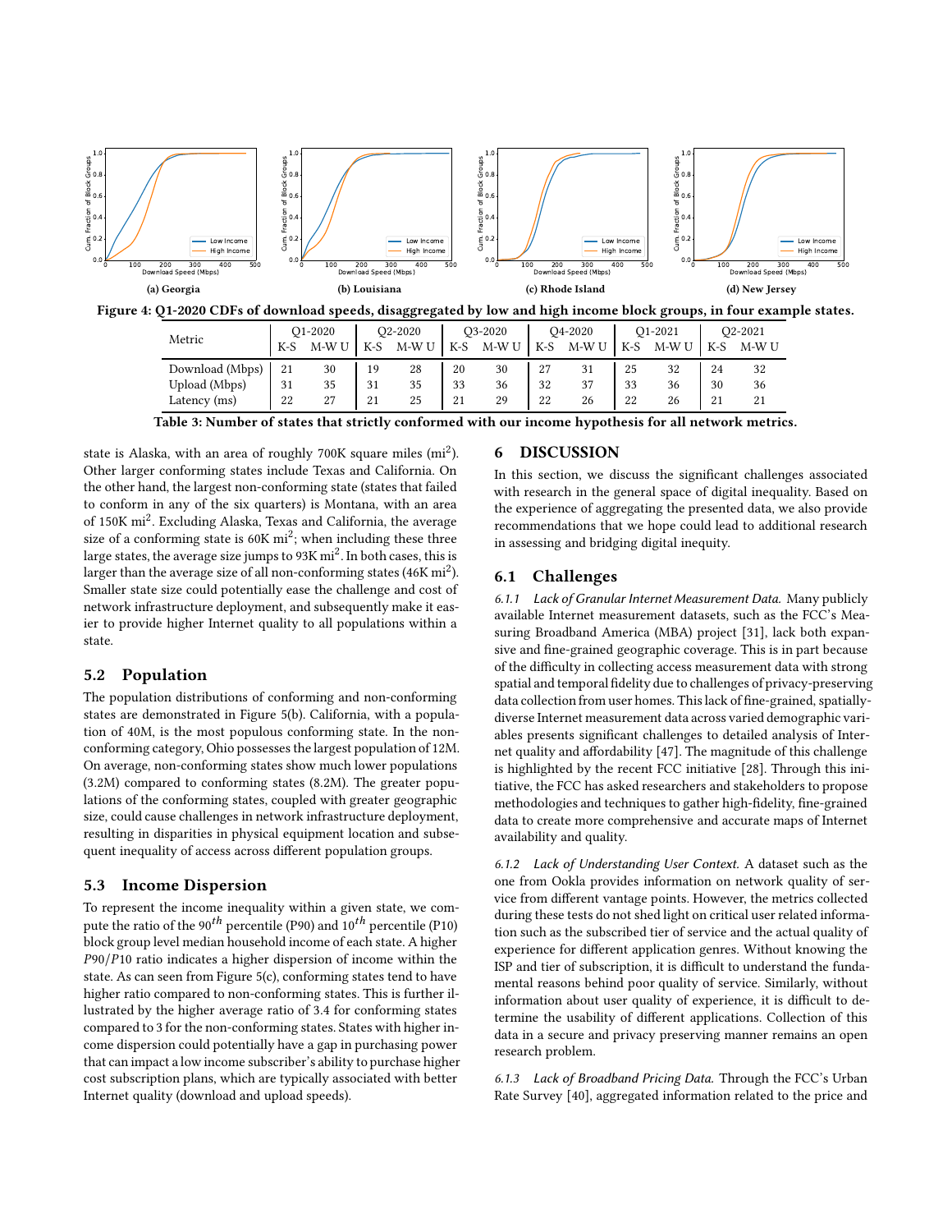Figure 4: Q1-2020 CDFs of download speeds, disaggregated by low and high income block groups, in four example states.

(a) Georgia

(b) Louisiana

(c) Rhode Island

(d) New Jersey

| Metric | Q1-2020 | | Q2-2020 | | Q3-2020 | | Q4-2020 | | Q1-2021 | | Q2-2021 | |
|---|---|---|---|---|---|---|---|---|---|---|---|---|
| | K-S | M-W U | K-S | M-W U | K-S | M-W U | K-S | M-W U | K-S | M-W U | K-S | M-W U |
| Download (Mbps) | 21 | 30 | 19 | 28 | 20 | 30 | 27 | 31 | 25 | 32 | 24 | 32 |
| Upload (Mbps) | 31 | 35 | 31 | 35 | 33 | 36 | 32 | 37 | 33 | 36 | 30 | 36 |
| Latency (ms) | 22 | 27 | 21 | 25 | 21 | 29 | 22 | 26 | 22 | 26 | 21 | 21 |

Table 3: Number of states that strictly conformed with our income hypothesis for all network metrics.

state is Alaska, with an area of roughly 700K square miles ($mi^2$). Other larger conforming states include Texas and California. On the other hand, the largest non-conforming state (states that failed to conform in any of the six quarters) is Montana, with an area of 150K $mi^2$. Excluding Alaska, Texas and California, the average size of a conforming state is 60K $mi^2$; when including these three large states, the average size jumps to 93K $mi^2$. In both cases, this is larger than the average size of all non-conforming states (46K $mi^2$). Smaller state size could potentially ease the challenge and cost of network infrastructure deployment, and subsequently make it easier to provide higher Internet quality to all populations within a state.

## 5.2 Population

The population distributions of conforming and non-conforming states are demonstrated in Figure 5(b). California, with a population of 40M, is the most populous conforming state. In the non-conforming category, Ohio possesses the largest population of 12M. On average, non-conforming states show much lower populations (3.2M) compared to conforming states (8.2M). The greater populations of the conforming states, coupled with greater geographic size, could cause challenges in network infrastructure deployment, resulting in disparities in physical equipment location and subsequent inequality of access across different population groups.

## 5.3 Income Dispersion

To represent the income inequality within a given state, we compute the ratio of the $90^{th}$ percentile (P90) and $10^{th}$ percentile (P10) block group level median household income of each state. A higher $P90/P10$ ratio indicates a higher dispersion of income within the state. As can seen from Figure 5(c), conforming states tend to have higher ratio compared to non-conforming states. This is further illustrated by the higher average ratio of 3.4 for conforming states compared to 3 for the non-conforming states. States with higher income dispersion could potentially have a gap in purchasing power that can impact a low income subscriber's ability to purchase higher cost subscription plans, which are typically associated with better Internet quality (download and upload speeds).

# 6 DISCUSSION

In this section, we discuss the significant challenges associated with research in the general space of digital inequality. Based on the experience of aggregating the presented data, we also provide recommendations that we hope could lead to additional research in assessing and bridging digital inequity.

## 6.1 Challenges

*6.1.1 Lack of Granular Internet Measurement Data.* Many publicly available Internet measurement datasets, such as the FCC's Measuring Broadband America (MBA) project [31], lack both expansive and fine-grained geographic coverage. This is in part because of the difficulty in collecting access measurement data with strong spatial and temporal fidelity due to challenges of privacy-preserving data collection from user homes. This lack of fine-grained, spatially-diverse Internet measurement data across varied demographic variables presents significant challenges to detailed analysis of Internet quality and affordability [47]. The magnitude of this challenge is highlighted by the recent FCC initiative [28]. Through this initiative, the FCC has asked researchers and stakeholders to propose methodologies and techniques to gather high-fidelity, fine-grained data to create more comprehensive and accurate maps of Internet availability and quality.

*6.1.2 Lack of Understanding User Context.* A dataset such as the one from Ookla provides information on network quality of service from different vantage points. However, the metrics collected during these tests do not shed light on critical user related information such as the subscribed tier of service and the actual quality of experience for different application genres. Without knowing the ISP and tier of subscription, it is difficult to understand the fundamental reasons behind poor quality of service. Similarly, without information about user quality of experience, it is difficult to determine the usability of different applications. Collection of this data in a secure and privacy preserving manner remains an open research problem.

*6.1.3 Lack of Broadband Pricing Data.* Through the FCC's Urban Rate Survey [40], aggregated information related to the price and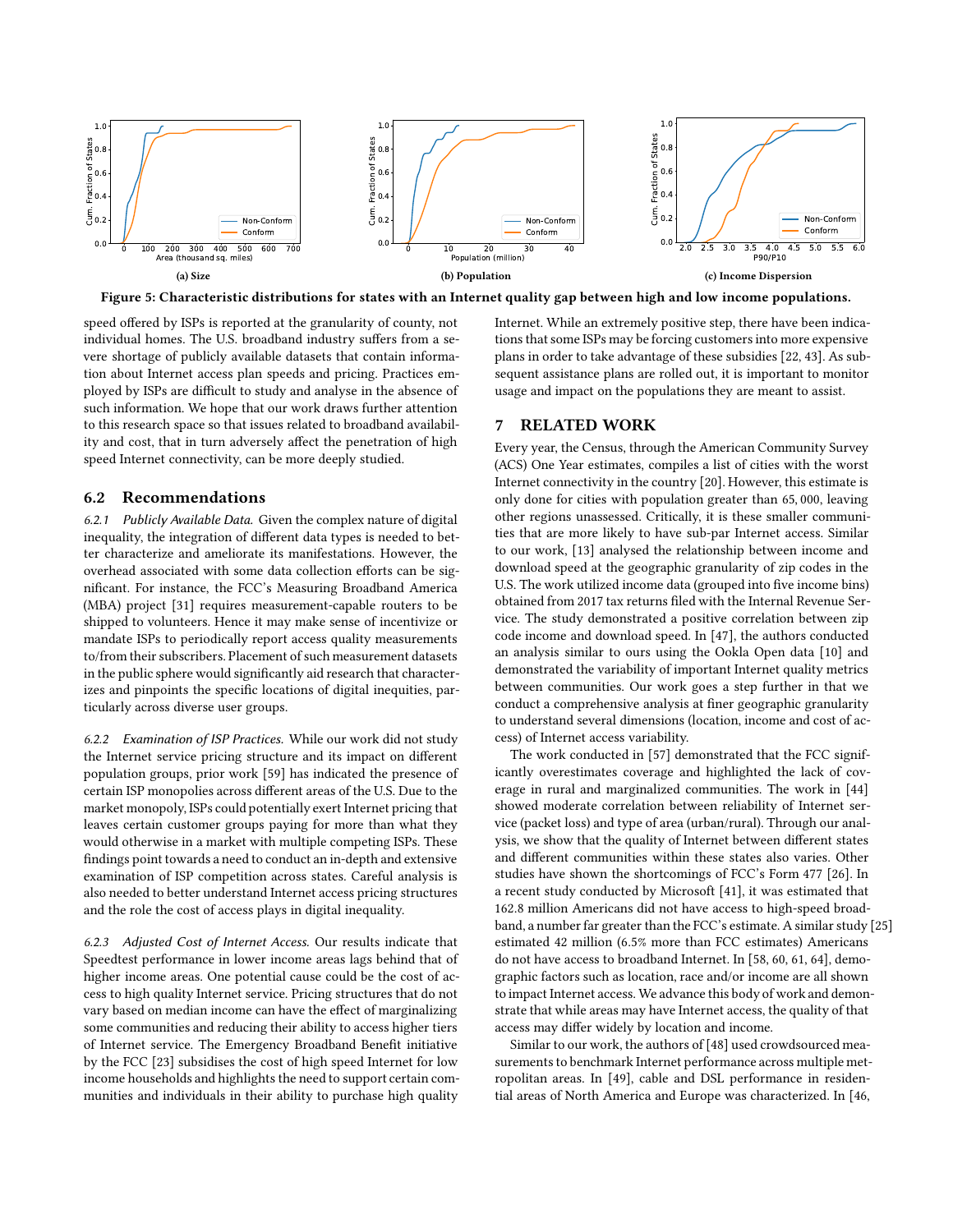**(a) Size**

**(b) Population**

**(c) Income Dispersion**

**Figure 5: Characteristic distributions for states with an Internet quality gap between high and low income populations.**

speed offered by ISPs is reported at the granularity of county, not individual homes. The U.S. broadband industry suffers from a severe shortage of publicly available datasets that contain information about Internet access plan speeds and pricing. Practices employed by ISPs are difficult to study and analyse in the absence of such information. We hope that our work draws further attention to this research space so that issues related to broadband availability and cost, that in turn adversely affect the penetration of high speed Internet connectivity, can be more deeply studied.

## 6.2 Recommendations

*6.2.1 Publicly Available Data.* Given the complex nature of digital inequality, the integration of different data types is needed to better characterize and ameliorate its manifestations. However, the overhead associated with some data collection efforts can be significant. For instance, the FCC's Measuring Broadband America (MBA) project [31] requires measurement-capable routers to be shipped to volunteers. Hence it may make sense of incentivize or mandate ISPs to periodically report access quality measurements to/from their subscribers. Placement of such measurement datasets in the public sphere would significantly aid research that characterizes and pinpoints the specific locations of digital inequities, particularly across diverse user groups.

*6.2.2 Examination of ISP Practices.* While our work did not study the Internet service pricing structure and its impact on different population groups, prior work [59] has indicated the presence of certain ISP monopolies across different areas of the U.S. Due to the market monopoly, ISPs could potentially exert Internet pricing that leaves certain customer groups paying for more than what they would otherwise in a market with multiple competing ISPs. These findings point towards a need to conduct an in-depth and extensive examination of ISP competition across states. Careful analysis is also needed to better understand Internet access pricing structures and the role the cost of access plays in digital inequality.

*6.2.3 Adjusted Cost of Internet Access.* Our results indicate that Speedtest performance in lower income areas lags behind that of higher income areas. One potential cause could be the cost of access to high quality Internet service. Pricing structures that do not vary based on median income can have the effect of marginalizing some communities and reducing their ability to access higher tiers of Internet service. The Emergency Broadband Benefit initiative by the FCC [23] subsidises the cost of high speed Internet for low income households and highlights the need to support certain communities and individuals in their ability to purchase high quality Internet. While an extremely positive step, there have been indications that some ISPs may be forcing customers into more expensive plans in order to take advantage of these subsidies [22, 43]. As subsequent assistance plans are rolled out, it is important to monitor usage and impact on the populations they are meant to assist.

# 7 RELATED WORK

Every year, the Census, through the American Community Survey (ACS) One Year estimates, compiles a list of cities with the worst Internet connectivity in the country [20]. However, this estimate is only done for cities with population greater than 65,000, leaving other regions unassessed. Critically, it is these smaller communities that are more likely to have sub-par Internet access. Similar to our work, [13] analysed the relationship between income and download speed at the geographic granularity of zip codes in the U.S. The work utilized income data (grouped into five income bins) obtained from 2017 tax returns filed with the Internal Revenue Service. The study demonstrated a positive correlation between zip code income and download speed. In [47], the authors conducted an analysis similar to ours using the Ookla Open data [10] and demonstrated the variability of important Internet quality metrics between communities. Our work goes a step further in that we conduct a comprehensive analysis at finer geographic granularity to understand several dimensions (location, income and cost of access) of Internet access variability.

The work conducted in [57] demonstrated that the FCC significantly overestimates coverage and highlighted the lack of coverage in rural and marginalized communities. The work in [44] showed moderate correlation between reliability of Internet service (packet loss) and type of area (urban/rural). Through our analysis, we show that the quality of Internet between different states and different communities within these states also varies. Other studies have shown the shortcomings of FCC's Form 477 [26]. In a recent study conducted by Microsoft [41], it was estimated that 162.8 million Americans did not have access to high-speed broadband, a number far greater than the FCC's estimate. A similar study [25] estimated 42 million (6.5% more than FCC estimates) Americans do not have access to broadband Internet. In [58, 60, 61, 64], demographic factors such as location, race and/or income are all shown to impact Internet access. We advance this body of work and demonstrate that while areas may have Internet access, the quality of that access may differ widely by location and income.

Similar to our work, the authors of [48] used crowdsourced measurements to benchmark Internet performance across multiple metropolitan areas. In [49], cable and DSL performance in residential areas of North America and Europe was characterized. In [46,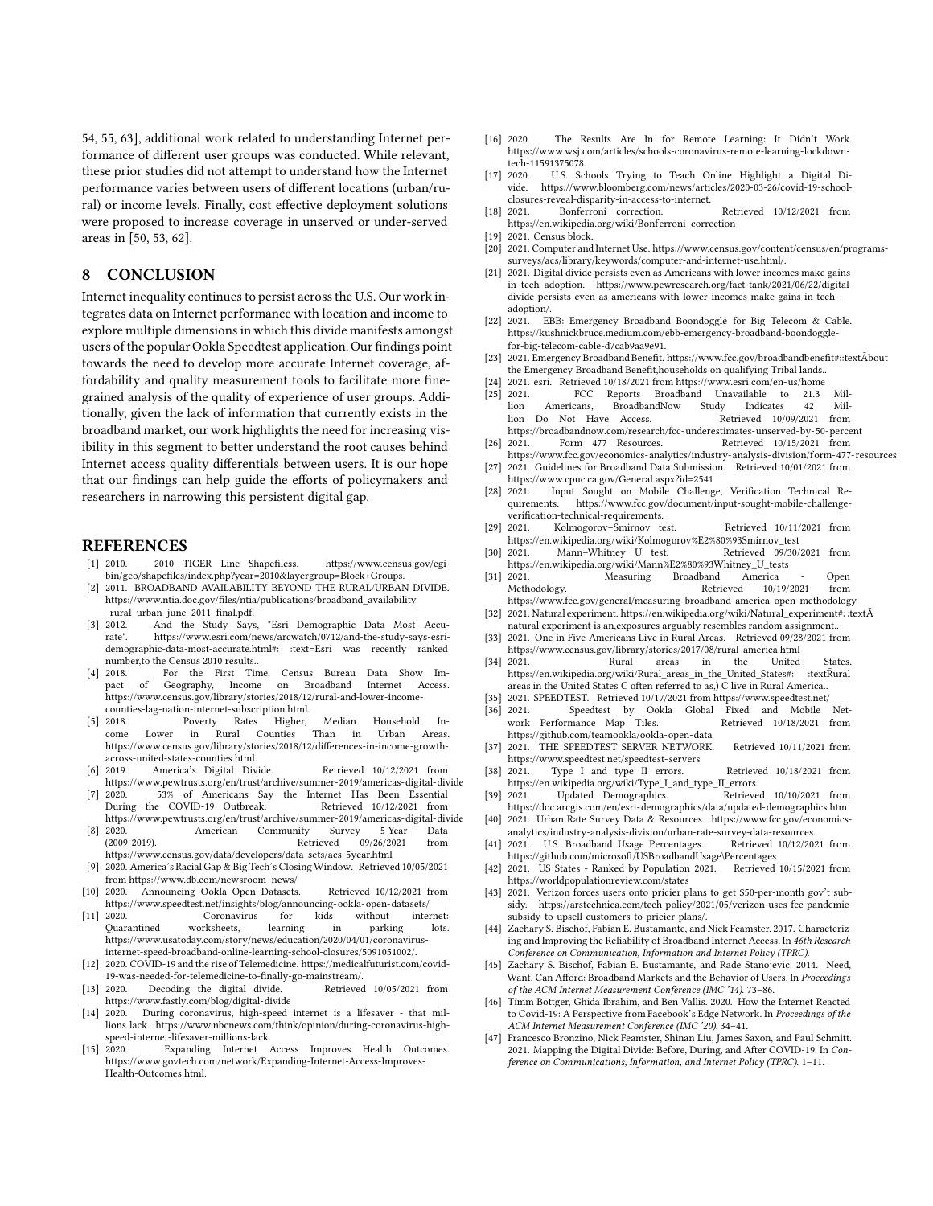54, 55, 63], additional work related to understanding Internet performance of different user groups was conducted. While relevant, these prior studies did not attempt to understand how the Internet performance varies between users of different locations (urban/rural) or income levels. Finally, cost effective deployment solutions were proposed to increase coverage in unserved or under-served areas in [50, 53, 62].

## 8 CONCLUSION

Internet inequality continues to persist across the U.S. Our work integrates data on Internet performance with location and income to explore multiple dimensions in which this divide manifests amongst users of the popular Ookla Speedtest application. Our findings point towards the need to develop more accurate Internet coverage, affordability and quality measurement tools to facilitate more fine-grained analysis of the quality of experience of user groups. Additionally, given the lack of information that currently exists in the broadband market, our work highlights the need for increasing visibility in this segment to better understand the root causes behind Internet access quality differentials between users. It is our hope that our findings can help guide the efforts of policymakers and researchers in narrowing this persistent digital gap.

## REFERENCES

- [1] 2010. 2010 TIGER Line Shapefiless. https://www.census.gov/cgi-bin/geo/shapefiles/index.php?year=2010&layergroup=Block+Groups.
- [2] 2011. BROADBAND AVAILABILITY BEYOND THE RURAL/URBAN DIVIDE. https://www.ntia.doc.gov/files/ntia/publications/broadband_availability_rural_urban_june_2011_final.pdf.
- [3] 2012. And the Study Says, "Esri Demographic Data Most Accurate". https://www.esri.com/news/arcwatch/0712/and-the-study-says-esri-demographic-data-most-accurate.html#: :text=Esri was recently ranked number,to the Census 2010 results..
- [4] 2018. For the First Time, Census Bureau Data Show Impact of Geography, Income on Broadband Internet Access. https://www.census.gov/library/stories/2018/12/rural-and-lower-income-counties-lag-nation-internet-subscription.html.
- [5] 2018. Poverty Rates Higher, Median Household Income Lower in Rural Counties Than in Urban Areas. https://www.census.gov/library/stories/2018/12/differences-in-income-growth-across-united-states-counties.html.
- [6] 2019. America's Digital Divide. Retrieved 10/12/2021 from https://www.pewtrusts.org/en/trust/archive/summer-2019/americas-digital-divide
- [7] 2020. 53% of Americans Say the Internet Has Been Essential During the COVID-19 Outbreak. Retrieved 10/12/2021 from https://www.pewtrusts.org/en/trust/archive/summer-2019/americas-digital-divide
- [8] 2020. American Community Survey 5-Year Data (2009-2019). Retrieved 09/26/2021 from https://www.census.gov/data/developers/data-sets/acs-5year.html
- [9] 2020. America's Racial Gap & Big Tech's Closing Window. Retrieved 10/05/2021 from https://www.db.com/newsroom_news/
- [10] 2020. Announcing Ookla Open Datasets. Retrieved 10/12/2021 from https://www.speedtest.net/insights/blog/announcing-ookla-open-datasets/
- [11] 2020. Coronavirus for kids without internet: Quarantined worksheets, learning in parking lots. https://www.usatoday.com/story/news/education/2020/04/01/coronavirus-internet-speed-broadband-online-learning-school-closures/5091051002/.
- [12] 2020. COVID-19 and the rise of Telemedicine. https://medicalfuturist.com/covid-19-was-needed-for-telemedicine-to-finally-go-mainstream/.
- [13] 2020. Decoding the digital divide. Retrieved 10/05/2021 from https://www.fastly.com/blog/digital-divide
- [14] 2020. During coronavirus, high-speed internet is a lifesaver - that millions lack. https://www.nbcnews.com/think/opinion/during-coronavirus-high-speed-internet-lifesaver-millions-lack.
- [15] 2020. Expanding Internet Access Improves Health Outcomes. https://www.govtech.com/network/Expanding-Internet-Access-Improves-Health-Outcomes.html.
- [16] 2020. The Results Are In for Remote Learning: It Didn't Work. https://www.wsj.com/articles/schools-coronavirus-remote-learning-lockdown-tech-11591375078.
- [17] 2020. U.S. Schools Trying to Teach Online Highlight a Digital Divide. https://www.bloomberg.com/news/articles/2020-03-26/covid-19-school-closures-reveal-disparity-in-access-to-internet.
- [18] 2021. Bonferroni correction. Retrieved 10/12/2021 from https://en.wikipedia.org/wiki/Bonferroni_correction
- [19] 2021. Census block.
- [20] 2021. Computer and Internet Use. https://www.census.gov/content/census/en/programs-surveys/acs/library/keywords/computer-and-internet-use.html/.
- [21] 2021. Digital divide persists even as Americans with lower incomes make gains in tech adoption. https://www.pewresearch.org/fact-tank/2021/06/22/digital-divide-persists-even-as-americans-with-lower-incomes-make-gains-in-tech-adoption/.
- [22] 2021. EBB: Emergency Broadband Boondoggle for Big Telecom & Cable. https://kushnickbruce.medium.com/ebb-emergency-broadband-boondoggle-for-big-telecom-cable-d7cab9aa9e91.
- [23] 2021. Emergency Broadband Benefit. https://www.fcc.gov/broadbandbenefit#::textÃbout the Emergency Broadband Benefit,households on qualifying Tribal lands..
- [24] 2021. esri. Retrieved 10/18/2021 from https://www.esri.com/en-us/home
- [25] 2021. FCC Reports Broadband Unavailable to 21.3 Million Americans, BroadbandNow Study Indicates 42 Million Do Not Have Access. Retrieved 10/09/2021 from https://broadbandnow.com/research/fcc-underestimates-unserved-by-50-percent
- [26] 2021. Form 477 Resources. Retrieved 10/15/2021 from https://www.fcc.gov/economics-analytics/industry-analysis-division/form-477-resources
- [27] 2021. Guidelines for Broadband Data Submission. Retrieved 10/01/2021 from https://www.cpuc.ca.gov/General.aspx?id=2541
- [28] 2021. Input Sought on Mobile Challenge, Verification Technical Requirements. https://www.fcc.gov/document/input-sought-mobile-challenge-verification-technical-requirements.
- [29] 2021. Kolmogorov–Smirnov test. Retrieved 10/11/2021 from https://en.wikipedia.org/wiki/Kolmogorov%E2%80%93Smirnov_test
- [30] 2021. Mann–Whitney U test. Retrieved 09/30/2021 from https://en.wikipedia.org/wiki/Mann%E2%80%93Whitney_U_tests
- [31] 2021. Measuring Broadband America - Open Methodology. Retrieved 10/19/2021 from https://www.fcc.gov/general/measuring-broadband-america-open-methodology
- [32] 2021. Natural experiment. https://en.wikipedia.org/wiki/Natural_experiment#: :textÃ natural experiment is an,exposures arguably resembles random assignment..
- [33] 2021. One in Five Americans Live in Rural Areas. Retrieved 09/28/2021 from https://www.census.gov/library/stories/2017/08/rural-america.html
- [34] 2021. Rural areas in the United States. https://en.wikipedia.org/wiki/Rural_areas_in_the_United_States#: :textR̃ural areas in the United States C often referred to as,) C live in Rural America..
- [35] 2021. SPEEDTEST. Retrieved 10/17/2021 from https://www.speedtest.net/
- [36] 2021. Speedtest by Ookla Global Fixed and Mobile Network Performance Map Tiles. Retrieved 10/18/2021 from https://github.com/teamookla/ookla-open-data
- [37] 2021. THE SPEEDTEST SERVER NETWORK. Retrieved 10/11/2021 from https://www.speedtest.net/speedtest-servers
- [38] 2021. Type I and type II errors. Retrieved 10/18/2021 from https://en.wikipedia.org/wiki/Type_I_and_type_II_errors
- [39] 2021. Updated Demographics. Retrieved 10/10/2021 from https://doc.arcgis.com/en/esri-demographics/data/updated-demographics.htm
- [40] 2021. Urban Rate Survey Data & Resources. https://www.fcc.gov/economics-analytics/industry-analysis-division/urban-rate-survey-data-resources.
- [41] 2021. U.S. Broadband Usage Percentages. Retrieved 10/12/2021 from https://github.com/microsoft/USBroadbandUsage\Percentages
- [42] 2021. US States - Ranked by Population 2021. Retrieved 10/15/2021 from https://worldpopulationreview.com/states
- [43] 2021. Verizon forces users onto pricier plans to get $50-per-month gov't subsidy. https://arstechnica.com/tech-policy/2021/05/verizon-uses-fcc-pandemic-subsidy-to-upsell-customers-to-pricier-plans/.
- [44] Zachary S. Bischof, Fabian E. Bustamante, and Nick Feamster. 2017. Characterizing and Improving the Reliability of Broadband Internet Access. In *46th Research Conference on Communication, Information and Internet Policy (TPRC)*.
- [45] Zachary S. Bischof, Fabian E. Bustamante, and Rade Stanojevic. 2014. Need, Want, Can Afford: Broadband Markets and the Behavior of Users. In *Proceedings of the ACM Internet Measurement Conference (IMC '14)*. 73–86.
- [46] Timm Böttger, Ghida Ibrahim, and Ben Vallis. 2020. How the Internet Reacted to Covid-19: A Perspective from Facebook's Edge Network. In *Proceedings of the ACM Internet Measurement Conference (IMC '20)*. 34–41.
- [47] Francesco Bronzino, Nick Feamster, Shinan Liu, James Saxon, and Paul Schmitt. 2021. Mapping the Digital Divide: Before, During, and After COVID-19. In *Conference on Communications, Information, and Internet Policy (TPRC)*. 1–11.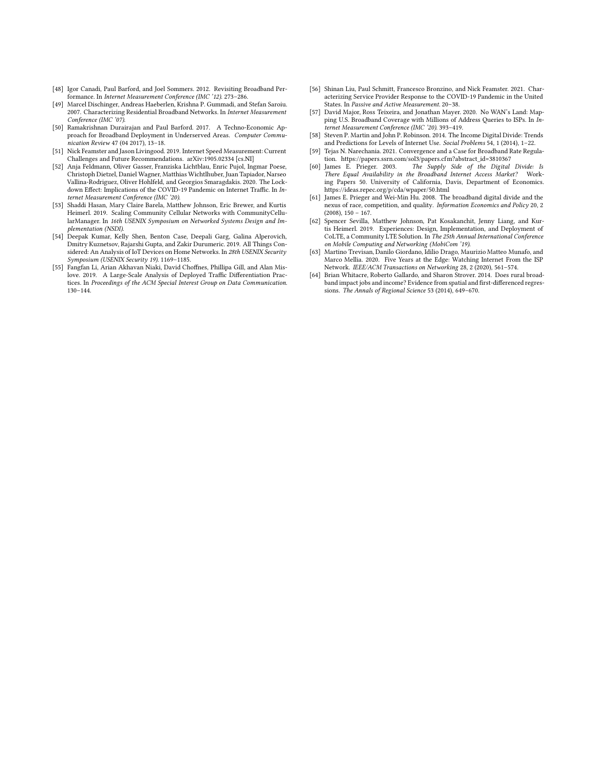[48] Igor Canadi, Paul Barford, and Joel Sommers. 2012. Revisiting Broadband Performance. In *Internet Measurement Conference (IMC '12)*. 273–286.

[49] Marcel Dischinger, Andreas Haeberlen, Krishna P. Gummadi, and Stefan Saroiu. 2007. Characterizing Residential Broadband Networks. In *Internet Measurement Conference (IMC '07)*.

[50] Ramakrishnan Durairajan and Paul Barford. 2017. A Techno-Economic Approach for Broadband Deployment in Underserved Areas. *Computer Communication Review* 47 (04 2017), 13–18.

[51] Nick Feamster and Jason Livingood. 2019. Internet Speed Measurement: Current Challenges and Future Recommendations. arXiv:1905.02334 [cs.NI]

[52] Anja Feldmann, Oliver Gasser, Franziska Lichtblau, Enric Pujol, Ingmar Poese, Christoph Dietzel, Daniel Wagner, Matthias Wichtlhuber, Juan Tapiador, Narseo Vallina-Rodriguez, Oliver Hohlfeld, and Georgios Smaragdakis. 2020. The Lockdown Effect: Implications of the COVID-19 Pandemic on Internet Traffic. In *Internet Measurement Conference (IMC '20)*.

[53] Shaddi Hasan, Mary Claire Barela, Matthew Johnson, Eric Brewer, and Kurtis Heimerl. 2019. Scaling Community Cellular Networks with CommunityCellularManager. In *16th USENIX Symposium on Networked Systems Design and Implementation (NSDI)*.

[54] Deepak Kumar, Kelly Shen, Benton Case, Deepali Garg, Galina Alperovich, Dmitry Kuznetsov, Rajarshi Gupta, and Zakir Durumeric. 2019. All Things Considered: An Analysis of IoT Devices on Home Networks. In *28th USENIX Security Symposium (USENIX Security 19)*. 1169–1185.

[55] Fangfan Li, Arian Akhavan Niaki, David Choffnes, Phillipa Gill, and Alan Mislove. 2019. A Large-Scale Analysis of Deployed Traffic Differentiation Practices. In *Proceedings of the ACM Special Interest Group on Data Communication*. 130–144.

[56] Shinan Liu, Paul Schmitt, Francesco Bronzino, and Nick Feamster. 2021. Characterizing Service Provider Response to the COVID-19 Pandemic in the United States. In *Passive and Active Measurement*. 20–38.

[57] David Major, Ross Teixeira, and Jonathan Mayer. 2020. No WAN's Land: Mapping U.S. Broadband Coverage with Millions of Address Queries to ISPs. In *Internet Measurement Conference (IMC '20)*. 393–419.

[58] Steven P. Martin and John P. Robinson. 2014. The Income Digital Divide: Trends and Predictions for Levels of Internet Use. *Social Problems* 54, 1 (2014), 1–22.

[59] Tejas N. Narechania. 2021. Convergence and a Case for Broadband Rate Regulation. https://papers.ssrn.com/sol3/papers.cfm?abstract_id=3810367

[60] James E. Prieger. 2003. *The Supply Side of the Digital Divide: Is There Equal Availability in the Broadband Internet Access Market?* Working Papers 50. University of California, Davis, Department of Economics. https://ideas.repec.org/p/cda/wpaper/50.html

[61] James E. Prieger and Wei-Min Hu. 2008. The broadband digital divide and the nexus of race, competition, and quality. *Information Economics and Policy* 20, 2 (2008), 150 – 167.

[62] Spencer Sevilla, Matthew Johnson, Pat Kosakanchit, Jenny Liang, and Kurtis Heimerl. 2019. Experiences: Design, Implementation, and Deployment of CoLTE, a Community LTE Solution. In *The 25th Annual International Conference on Mobile Computing and Networking (MobiCom '19)*.

[63] Martino Trevisan, Danilo Giordano, Idilio Drago, Maurizio Matteo Munafo, and Marco Mellia. 2020. Five Years at the Edge: Watching Internet From the ISP Network. *IEEE/ACM Transactions on Networking* 28, 2 (2020), 561–574.

[64] Brian Whitacre, Roberto Gallardo, and Sharon Strover. 2014. Does rural broadband impact jobs and income? Evidence from spatial and first-differenced regressions. *The Annals of Regional Science* 53 (2014), 649–670.